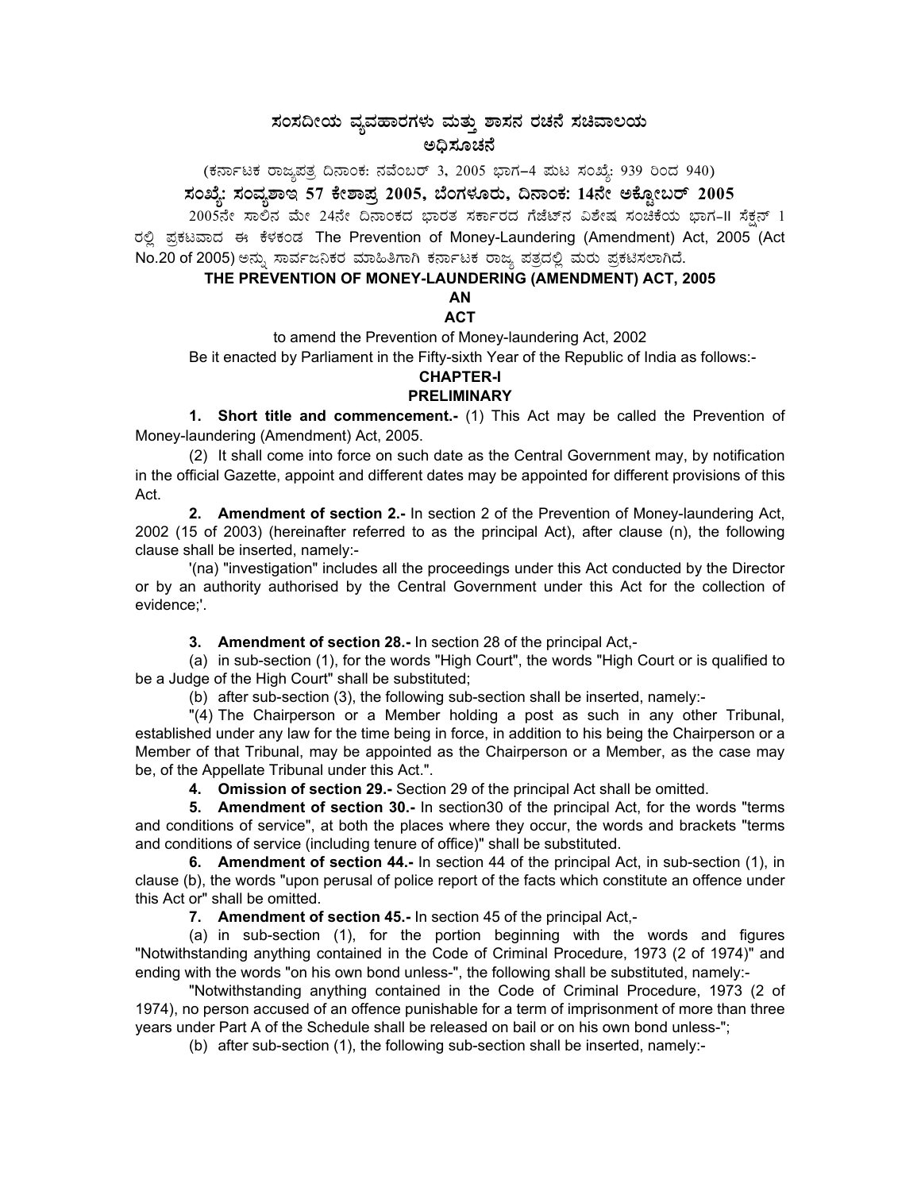# ಸಂಸದೀಯ ವ್ಯವಹಾರಗಳು ಮತ್ತು ಶಾಸನ ರಚನೆ ಸಚಿವಾಲಯ

## ಅಧಿಸೂಚನೆ

(ಕರ್ನಾಟಕ ರಾಜ್ಯಪತ್ರ ದಿನಾಂಕ: ನವೆಂಬರ್ 3, 2005 ಭಾಗ–4 ಪುಟ ಸಂಖ್ಯೆ: 939 ರಿಂದ 940)

**ಸಂಖ್ಯೆ: ಸಂವ್ಯಶಾಇ 57 ಕೇಶಾಪ್ರ 2005, ಬೆಂಗಳೂರು, ದಿನಾಂಕ: 14ನೇ ಅಕ್ಟೋಬರ್ 2005**

2005ನೇ ಸಾಲಿನ ಮೇ 24ನೇ ದಿನಾಂಕದ ಭಾರತ ಸರ್ಕಾರದ ಗೆಜೆಟ್‌ನ ವಿಶೇಷ ಸಂಚಿಕೆಯ ಭಾಗ-II ಸೆಕ್ಷನ್ 1 ರಲ್ಲಿ ಪ್ರಕಟವಾದ ಈ ಕೆಳಕಂಡ The Prevention of Money-Laundering (Amendment) Act, 2005 (Act No.20 of 2005) ಅನ್ನು ಸಾರ್ವಜನಿಕರ ಮಾಹಿತಿಗಾಗಿ ಕರ್ನಾಟಕ ರಾಜ್ಯ ಪತ್ರದಲ್ಲಿ ಮರು ಪ್ರಕಟಿಸಲಾಗಿದೆ.

**THE PREVENTION OF MONEY-LAUNDERING (AMENDMENT) ACT, 2005**

**AN**

**ACT**

to amend the Prevention of Money-laundering Act, 2002

Be it enacted by Parliament in the Fifty-sixth Year of the Republic of India as follows:-

**CHAPTER-I**

**PRELIMINARY**

**1. Short title and commencement.-** (1) This Act may be called the Prevention of Money-laundering (Amendment) Act, 2005.

(2) It shall come into force on such date as the Central Government may, by notification in the official Gazette, appoint and different dates may be appointed for different provisions of this Act.

**2. Amendment of section 2.-** In section 2 of the Prevention of Money-laundering Act, 2002 (15 of 2003) (hereinafter referred to as the principal Act), after clause (n), the following clause shall be inserted, namely:-

'(na) "investigation" includes all the proceedings under this Act conducted by the Director or by an authority authorised by the Central Government under this Act for the collection of evidence;'.

**3. Amendment of section 28.-** In section 28 of the principal Act,-

(a) in sub-section (1), for the words "High Court", the words "High Court or is qualified to be a Judge of the High Court" shall be substituted;

(b) after sub-section (3), the following sub-section shall be inserted, namely:-

"(4) The Chairperson or a Member holding a post as such in any other Tribunal, established under any law for the time being in force, in addition to his being the Chairperson or a Member of that Tribunal, may be appointed as the Chairperson or a Member, as the case may be, of the Appellate Tribunal under this Act.".

**4. Omission of section 29.-** Section 29 of the principal Act shall be omitted.

**5. Amendment of section 30.-** In section30 of the principal Act, for the words "terms and conditions of service", at both the places where they occur, the words and brackets "terms and conditions of service (including tenure of office)" shall be substituted.

**6. Amendment of section 44.-** In section 44 of the principal Act, in sub-section (1), in clause (b), the words "upon perusal of police report of the facts which constitute an offence under this Act or" shall be omitted.

**7. Amendment of section 45.-** In section 45 of the principal Act,-

(a) in sub-section (1), for the portion beginning with the words and figures "Notwithstanding anything contained in the Code of Criminal Procedure, 1973 (2 of 1974)" and ending with the words "on his own bond unless-", the following shall be substituted, namely:-

"Notwithstanding anything contained in the Code of Criminal Procedure, 1973 (2 of 1974), no person accused of an offence punishable for a term of imprisonment of more than three years under Part A of the Schedule shall be released on bail or on his own bond unless-";

(b) after sub-section (1), the following sub-section shall be inserted, namely:-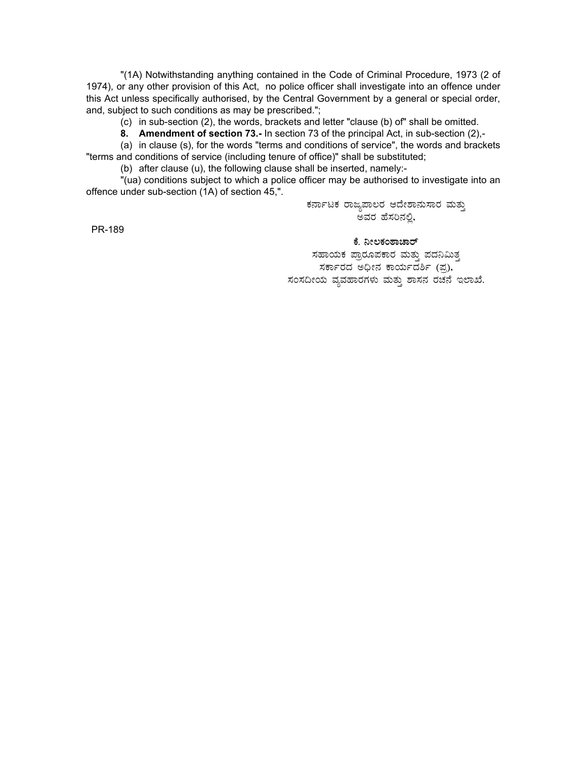"(1A) Notwithstanding anything contained in the Code of Criminal Procedure, 1973 (2 of 1974), or any other provision of this Act, no police officer shall investigate into an offence under this Act unless specifically authorised, by the Central Government by a general or special order, and, subject to such conditions as may be prescribed.";

(c) in sub-section (2), the words, brackets and letter "clause (b) of" shall be omitted.

**8. Amendment of section 73.-** In section 73 of the principal Act, in sub-section (2),-

(a) in clause (s), for the words "terms and conditions of service", the words and brackets "terms and conditions of service (including tenure of office)" shall be substituted;

(b) after clause (u), the following clause shall be inserted, namely:-

"(ua) conditions subject to which a police officer may be authorised to investigate into an offence under sub-section (1A) of section 45,".

ಕರ್ನಾಟಕ ರಾಜ್ಯಪಾಲರ ಆದೇಶಾನುಸಾರ ಮತ್ತು
ಅವರ ಹೆಸರಿನಲ್ಲಿ,

PR-189

**ಕೆ. ನೀಲಕಂಠಾಚಾರ್**
ಸಹಾಯಕ ಪ್ರಾರೂಪಕಾರ ಮತ್ತು ಪದನಿಮಿತ್ತ
ಸರ್ಕಾರದ ಅಧೀನ ಕಾರ್ಯದರ್ಶಿ (ಪ್ರ),
ಸಂಸದೀಯ ವ್ಯವಹಾರಗಳು ಮತ್ತು ಶಾಸನ ರಚನೆ ಇಲಾಖೆ.